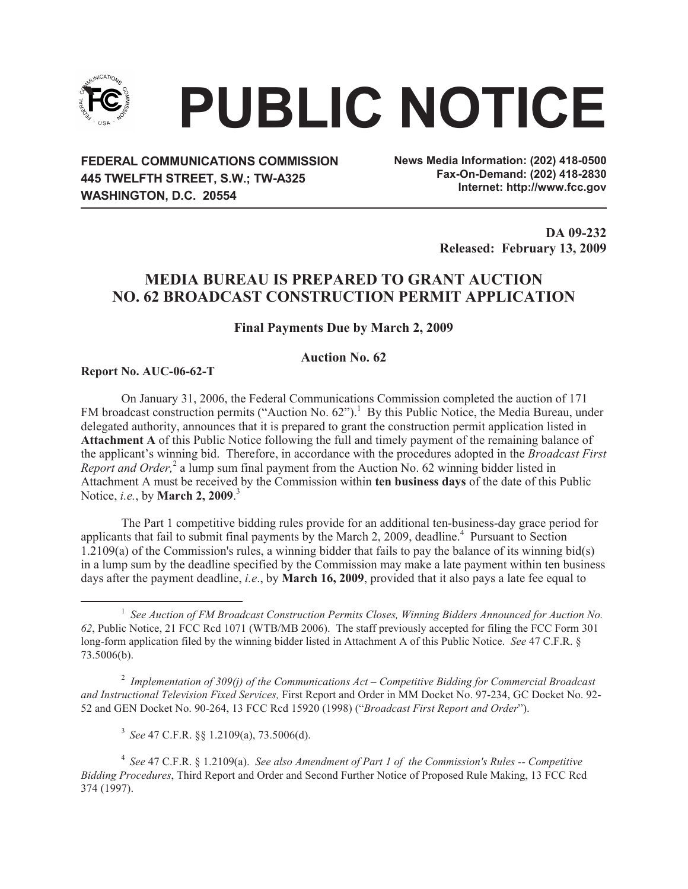# PUBLIC NOTICE

**FEDERAL COMMUNICATIONS COMMISSION**
**445 TWELFTH STREET, S.W.; TW-A325**
**WASHINGTON, D.C. 20554**

**News Media Information: (202) 418-0500**
**Fax-On-Demand: (202) 418-2830**
**Internet: http://www.fcc.gov**

**DA 09-232**
**Released: February 13, 2009**

## MEDIA BUREAU IS PREPARED TO GRANT AUCTION NO. 62 BROADCAST CONSTRUCTION PERMIT APPLICATION

**Final Payments Due by March 2, 2009**

**Auction No. 62**

**Report No. AUC-06-62-T**

On January 31, 2006, the Federal Communications Commission completed the auction of 171 FM broadcast construction permits ("Auction No. 62").[1] By this Public Notice, the Media Bureau, under delegated authority, announces that it is prepared to grant the construction permit application listed in **Attachment A** of this Public Notice following the full and timely payment of the remaining balance of the applicant's winning bid. Therefore, in accordance with the procedures adopted in the *Broadcast First Report and Order,*[2] a lump sum final payment from the Auction No. 62 winning bidder listed in Attachment A must be received by the Commission within **ten business days** of the date of this Public Notice, *i.e.*, by **March 2, 2009**.[3]

The Part 1 competitive bidding rules provide for an additional ten-business-day grace period for applicants that fail to submit final payments by the March 2, 2009, deadline.[4] Pursuant to Section 1.2109(a) of the Commission's rules, a winning bidder that fails to pay the balance of its winning bid(s) in a lump sum by the deadline specified by the Commission may make a late payment within ten business days after the payment deadline, *i.e*., by **March 16, 2009**, provided that it also pays a late fee equal to

---

[1] *See Auction of FM Broadcast Construction Permits Closes, Winning Bidders Announced for Auction No. 62*, Public Notice, 21 FCC Rcd 1071 (WTB/MB 2006). The staff previously accepted for filing the FCC Form 301 long-form application filed by the winning bidder listed in Attachment A of this Public Notice. *See* 47 C.F.R. § 73.5006(b).

[2] *Implementation of 309(j) of the Communications Act – Competitive Bidding for Commercial Broadcast and Instructional Television Fixed Services,* First Report and Order in MM Docket No. 97-234, GC Docket No. 92-52 and GEN Docket No. 90-264, 13 FCC Rcd 15920 (1998) ("*Broadcast First Report and Order*").

[3] *See* 47 C.F.R. §§ 1.2109(a), 73.5006(d).

[4] *See* 47 C.F.R. § 1.2109(a). *See also Amendment of Part 1 of the Commission's Rules -- Competitive Bidding Procedures*, Third Report and Order and Second Further Notice of Proposed Rule Making, 13 FCC Rcd 374 (1997).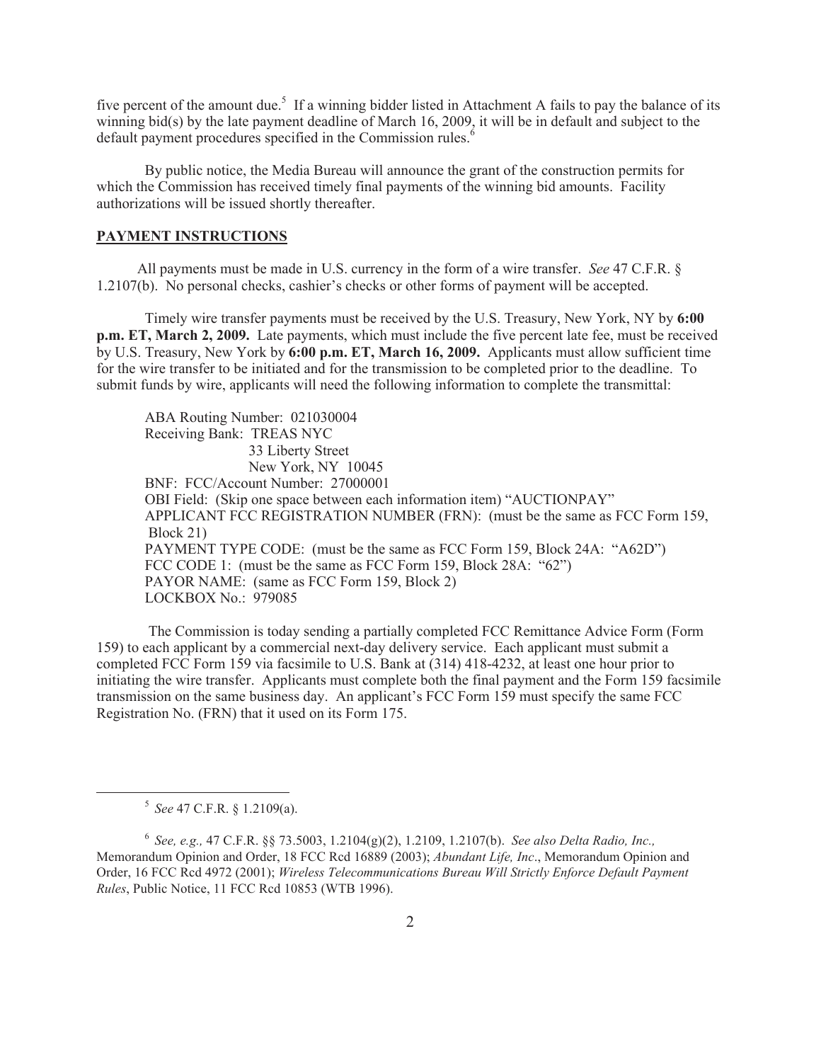five percent of the amount due.[5] If a winning bidder listed in Attachment A fails to pay the balance of its winning bid(s) by the late payment deadline of March 16, 2009, it will be in default and subject to the default payment procedures specified in the Commission rules.[6]

By public notice, the Media Bureau will announce the grant of the construction permits for which the Commission has received timely final payments of the winning bid amounts. Facility authorizations will be issued shortly thereafter.

**PAYMENT INSTRUCTIONS**

All payments must be made in U.S. currency in the form of a wire transfer. *See* 47 C.F.R. § 1.2107(b). No personal checks, cashier's checks or other forms of payment will be accepted.

Timely wire transfer payments must be received by the U.S. Treasury, New York, NY by **6:00 p.m. ET, March 2, 2009.** Late payments, which must include the five percent late fee, must be received by U.S. Treasury, New York by **6:00 p.m. ET, March 16, 2009.** Applicants must allow sufficient time for the wire transfer to be initiated and for the transmission to be completed prior to the deadline. To submit funds by wire, applicants will need the following information to complete the transmittal:

ABA Routing Number: 021030004
Receiving Bank: TREAS NYC
33 Liberty Street
New York, NY 10045
BNF: FCC/Account Number: 27000001
OBI Field: (Skip one space between each information item) "AUCTIONPAY"
APPLICANT FCC REGISTRATION NUMBER (FRN): (must be the same as FCC Form 159, Block 21)
PAYMENT TYPE CODE: (must be the same as FCC Form 159, Block 24A: "A62D")
FCC CODE 1: (must be the same as FCC Form 159, Block 28A: "62")
PAYOR NAME: (same as FCC Form 159, Block 2)
LOCKBOX No.: 979085

The Commission is today sending a partially completed FCC Remittance Advice Form (Form 159) to each applicant by a commercial next-day delivery service. Each applicant must submit a completed FCC Form 159 via facsimile to U.S. Bank at (314) 418-4232, at least one hour prior to initiating the wire transfer. Applicants must complete both the final payment and the Form 159 facsimile transmission on the same business day. An applicant's FCC Form 159 must specify the same FCC Registration No. (FRN) that it used on its Form 175.

---

[5] *See* 47 C.F.R. § 1.2109(a).

[6] *See, e.g.,* 47 C.F.R. §§ 73.5003, 1.2104(g)(2), 1.2109, 1.2107(b). *See also Delta Radio, Inc.,* Memorandum Opinion and Order, 18 FCC Rcd 16889 (2003); *Abundant Life, Inc*., Memorandum Opinion and Order, 16 FCC Rcd 4972 (2001); *Wireless Telecommunications Bureau Will Strictly Enforce Default Payment Rules*, Public Notice, 11 FCC Rcd 10853 (WTB 1996).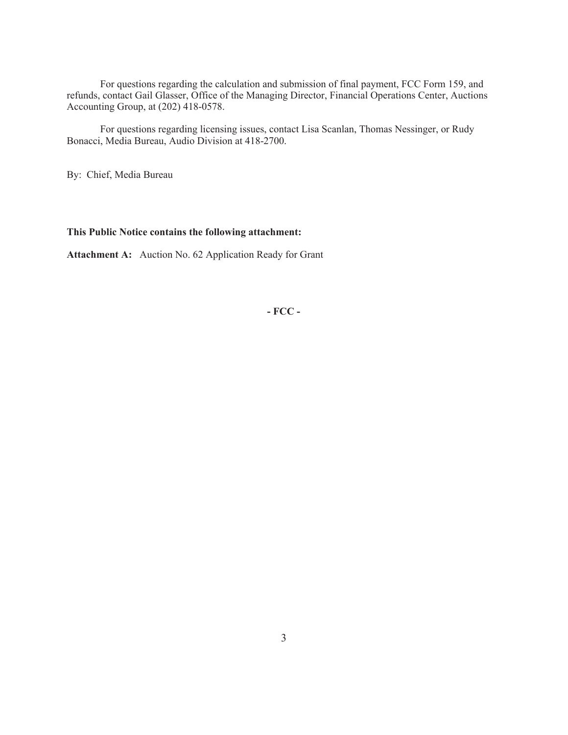For questions regarding the calculation and submission of final payment, FCC Form 159, and refunds, contact Gail Glasser, Office of the Managing Director, Financial Operations Center, Auctions Accounting Group, at (202) 418-0578.

For questions regarding licensing issues, contact Lisa Scanlan, Thomas Nessinger, or Rudy Bonacci, Media Bureau, Audio Division at 418-2700.

By: Chief, Media Bureau

**This Public Notice contains the following attachment:**

**Attachment A:** Auction No. 62 Application Ready for Grant

**- FCC -**